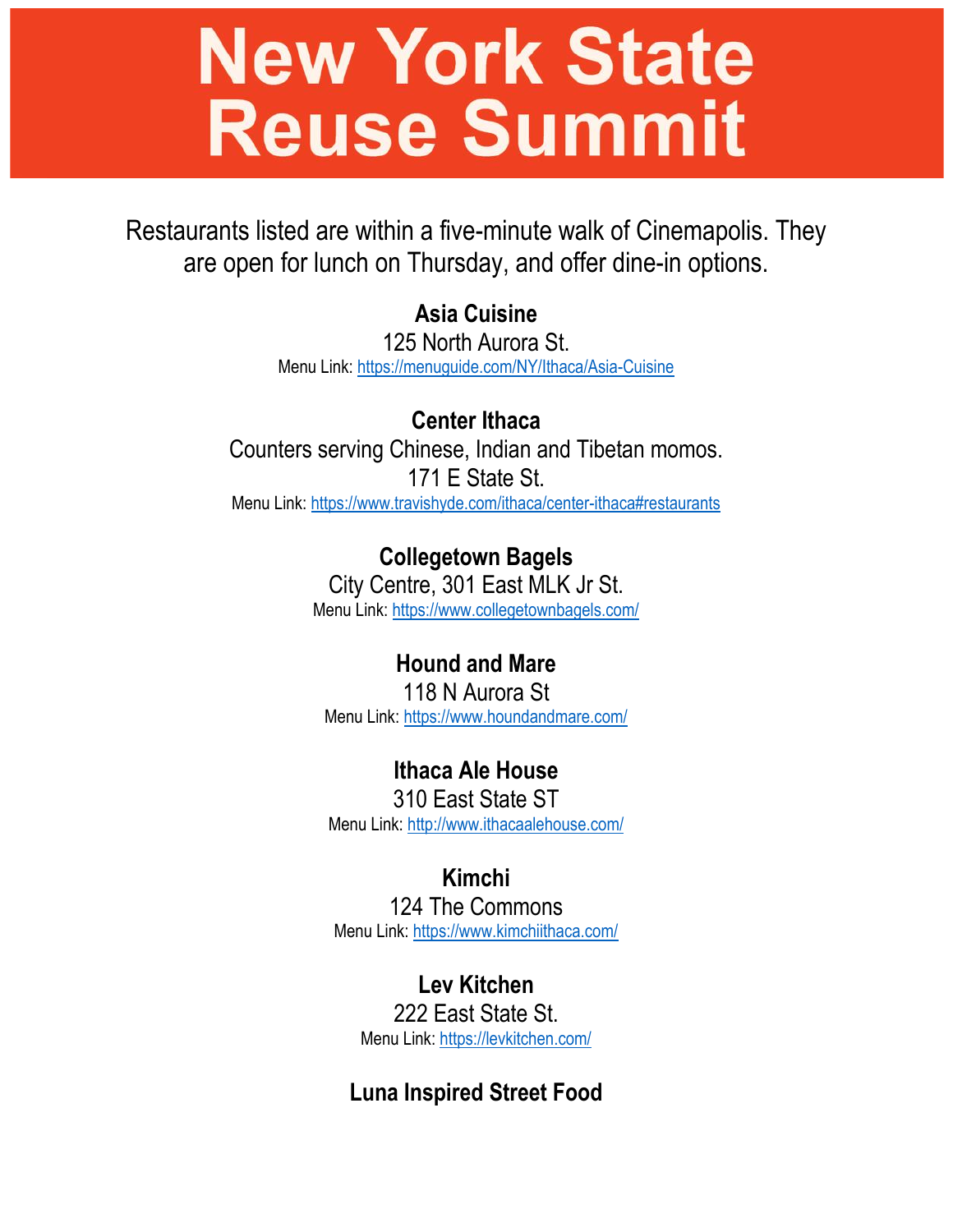# New York State Reuse Summit

Restaurants listed are within a five-minute walk of Cinemapolis. They are open for lunch on Thursday, and offer dine-in options.

**Asia Cuisine**
125 North Aurora St.
Menu Link: https://menuguide.com/NY/Ithaca/Asia-Cuisine

**Center Ithaca**
Counters serving Chinese, Indian and Tibetan momos.
171 E State St.
Menu Link: https://www.travishyde.com/ithaca/center-ithaca#restaurants

**Collegetown Bagels**
City Centre, 301 East MLK Jr St.
Menu Link: https://www.collegetownbagels.com/

**Hound and Mare**
118 N Aurora St
Menu Link: https://www.houndandmare.com/

**Ithaca Ale House**
310 East State ST
Menu Link: http://www.ithacaalehouse.com/

**Kimchi**
124 The Commons
Menu Link: https://www.kimchiithaca.com/

**Lev Kitchen**
222 East State St.
Menu Link: https://levkitchen.com/

**Luna Inspired Street Food**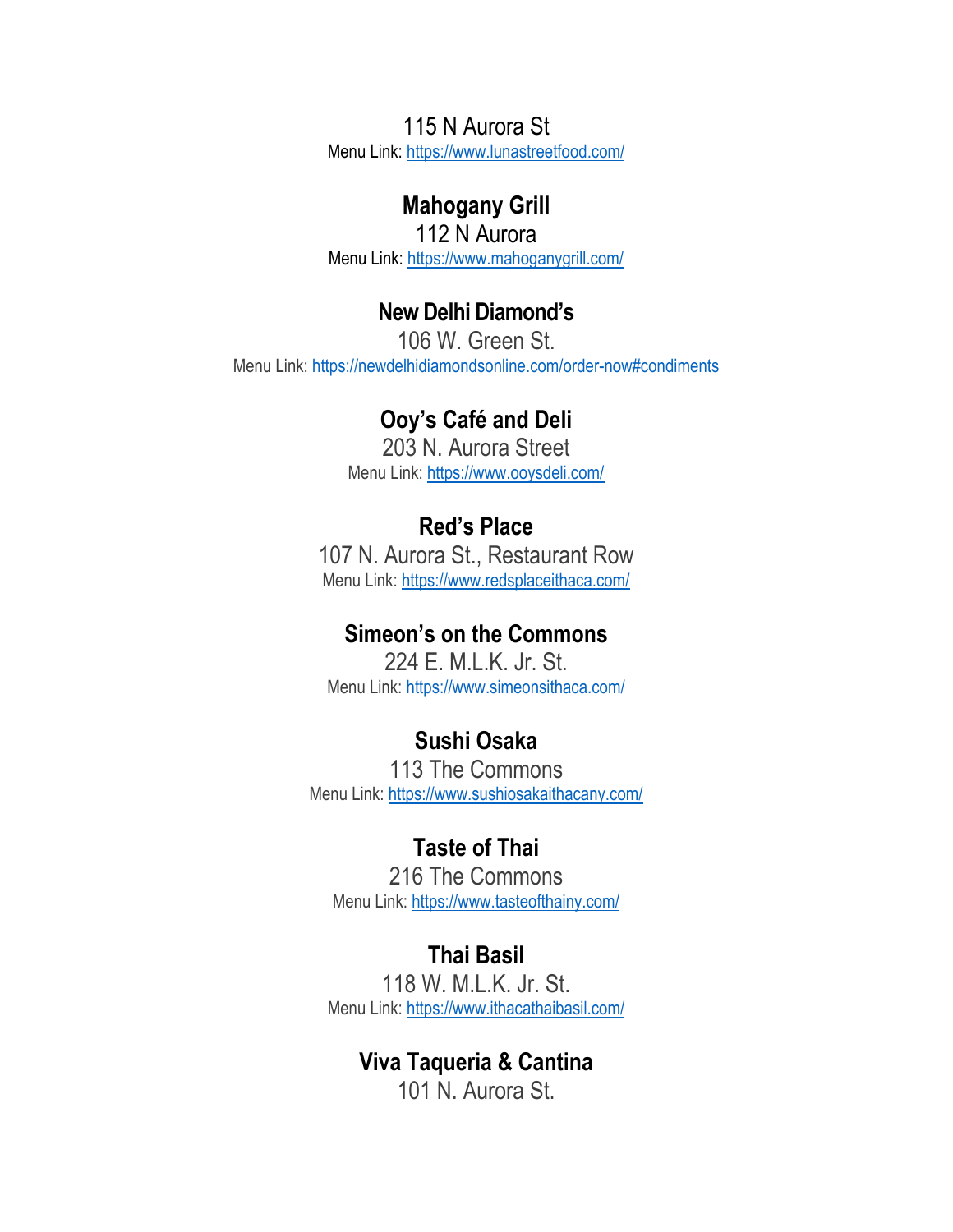115 N Aurora St
Menu Link: [https://www.lunastreetfood.com/](https://www.lunastreetfood.com/)

**Mahogany Grill**
112 N Aurora
Menu Link: [https://www.mahoganygrill.com/](https://www.mahoganygrill.com/)

**New Delhi Diamond's**
106 W. Green St.
Menu Link: [https://newdelhidiamondsonline.com/order-now#condiments](https://newdelhidiamondsonline.com/order-now#condiments)

**Ooy's Café and Deli**
203 N. Aurora Street
Menu Link: [https://www.ooysdeli.com/](https://www.ooysdeli.com/)

**Red's Place**
107 N. Aurora St., Restaurant Row
Menu Link: [https://www.redsplaceithaca.com/](https://www.redsplaceithaca.com/)

**Simeon's on the Commons**
224 E. M.L.K. Jr. St.
Menu Link: [https://www.simeonsithaca.com/](https://www.simeonsithaca.com/)

**Sushi Osaka**
113 The Commons
Menu Link: [https://www.sushiosakaithacany.com/](https://www.sushiosakaithacany.com/)

**Taste of Thai**
216 The Commons
Menu Link: [https://www.tasteofthainy.com/](https://www.tasteofthainy.com/)

**Thai Basil**
118 W. M.L.K. Jr. St.
Menu Link: [https://www.ithacathaibasil.com/](https://www.ithacathaibasil.com/)

**Viva Taqueria & Cantina**
101 N. Aurora St.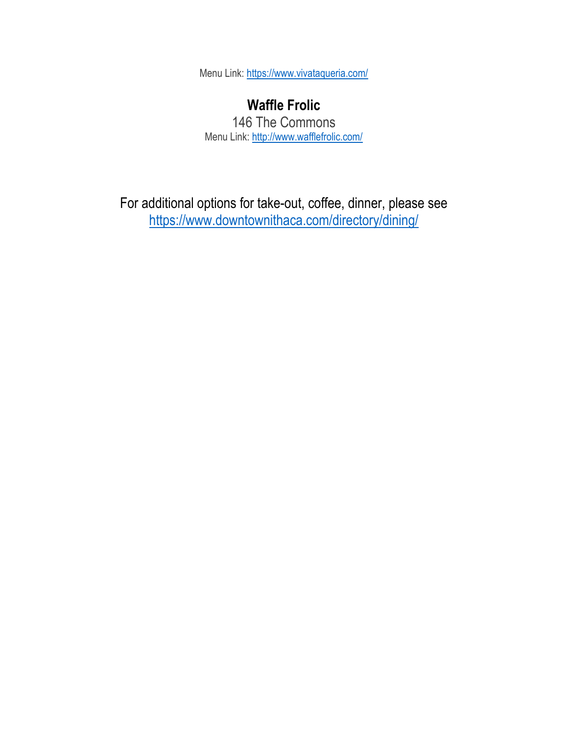Menu Link: https://www.vivataqueria.com/

## Waffle Frolic

146 The Commons

Menu Link: http://www.wafflefrolic.com/

For additional options for take-out, coffee, dinner, please see https://www.downtownithaca.com/directory/dining/